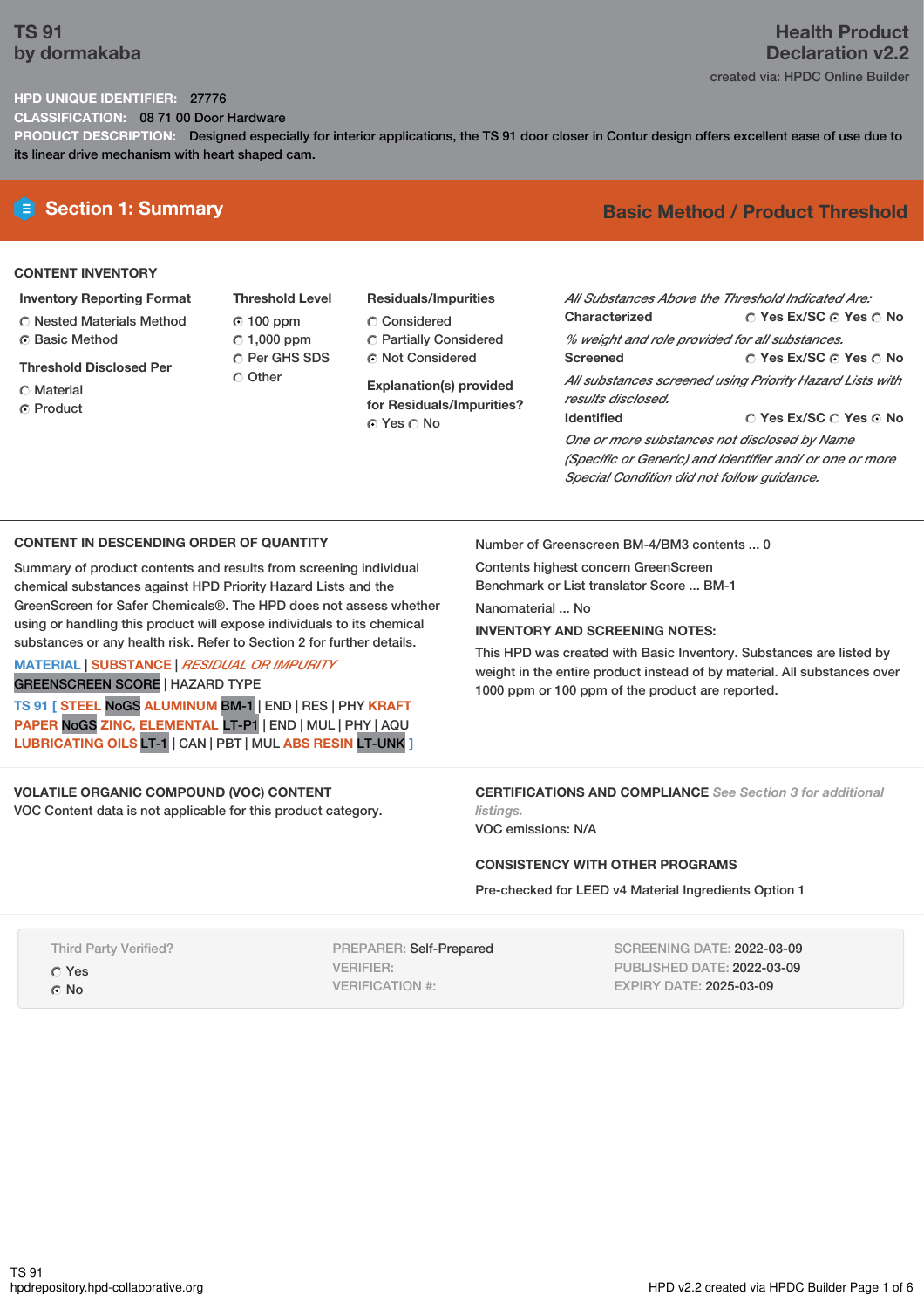# TS 91
## by dormakaba

**Health Product Declaration v2.2**

created via: HPDC Online Builder

**HPD UNIQUE IDENTIFIER:** 27776

**CLASSIFICATION:** 08 71 00 Door Hardware

**PRODUCT DESCRIPTION:** Designed especially for interior applications, the TS 91 door closer in Contur design offers excellent ease of use due to its linear drive mechanism with heart shaped cam.

## Section 1: Summary

**Basic Method / Product Threshold**

### CONTENT INVENTORY

**Inventory Reporting Format**
- ○ Nested Materials Method
- ◉ Basic Method

**Threshold Disclosed Per**
- ○ Material
- ◉ Product

**Threshold Level**
- ◉ 100 ppm
- ○ 1,000 ppm
- ○ Per GHS SDS
- ○ Other

**Residuals/Impurities**
- ○ Considered
- ○ Partially Considered
- ◉ Not Considered

**Explanation(s) provided for Residuals/Impurities?**
◉ Yes ○ No

*All Substances Above the Threshold Indicated Are:*

**Characterized** ○ Yes Ex/SC ◉ Yes ○ No

*% weight and role provided for all substances.*

**Screened** ○ Yes Ex/SC ◉ Yes ○ No

*All substances screened using Priority Hazard Lists with results disclosed.*

**Identified** ○ Yes Ex/SC ○ Yes ◉ No

*One or more substances not disclosed by Name (Specific or Generic) and Identifier and/ or one or more Special Condition did not follow guidance.*

### CONTENT IN DESCENDING ORDER OF QUANTITY

Summary of product contents and results from screening individual chemical substances against HPD Priority Hazard Lists and the GreenScreen for Safer Chemicals®. The HPD does not assess whether using or handling this product will expose individuals to its chemical substances or any health risk. Refer to Section 2 for further details.

MATERIAL | SUBSTANCE | *RESIDUAL OR IMPURITY*
GREENSCREEN SCORE | HAZARD TYPE

TS 91 [ STEEL NoGS ALUMINUM BM-1 | END | RES | PHY KRAFT PAPER NoGS ZINC, ELEMENTAL LT-P1 | END | MUL | PHY | AQU LUBRICATING OILS LT-1 | CAN | PBT | MUL ABS RESIN LT-UNK ]

Number of Greenscreen BM-4/BM3 contents ... 0

Contents highest concern GreenScreen Benchmark or List translator Score ... BM-1

Nanomaterial ... No

**INVENTORY AND SCREENING NOTES:**

This HPD was created with Basic Inventory. Substances are listed by weight in the entire product instead of by material. All substances over 1000 ppm or 100 ppm of the product are reported.

### VOLATILE ORGANIC COMPOUND (VOC) CONTENT

VOC Content data is not applicable for this product category.

### CERTIFICATIONS AND COMPLIANCE *See Section 3 for additional listings.*

VOC emissions: N/A

### CONSISTENCY WITH OTHER PROGRAMS

Pre-checked for LEED v4 Material Ingredients Option 1

Third Party Verified?
- ○ Yes
- ◉ No

PREPARER: Self-Prepared
VERIFIER:
VERIFICATION #:

SCREENING DATE: 2022-03-09
PUBLISHED DATE: 2022-03-09
EXPIRY DATE: 2025-03-09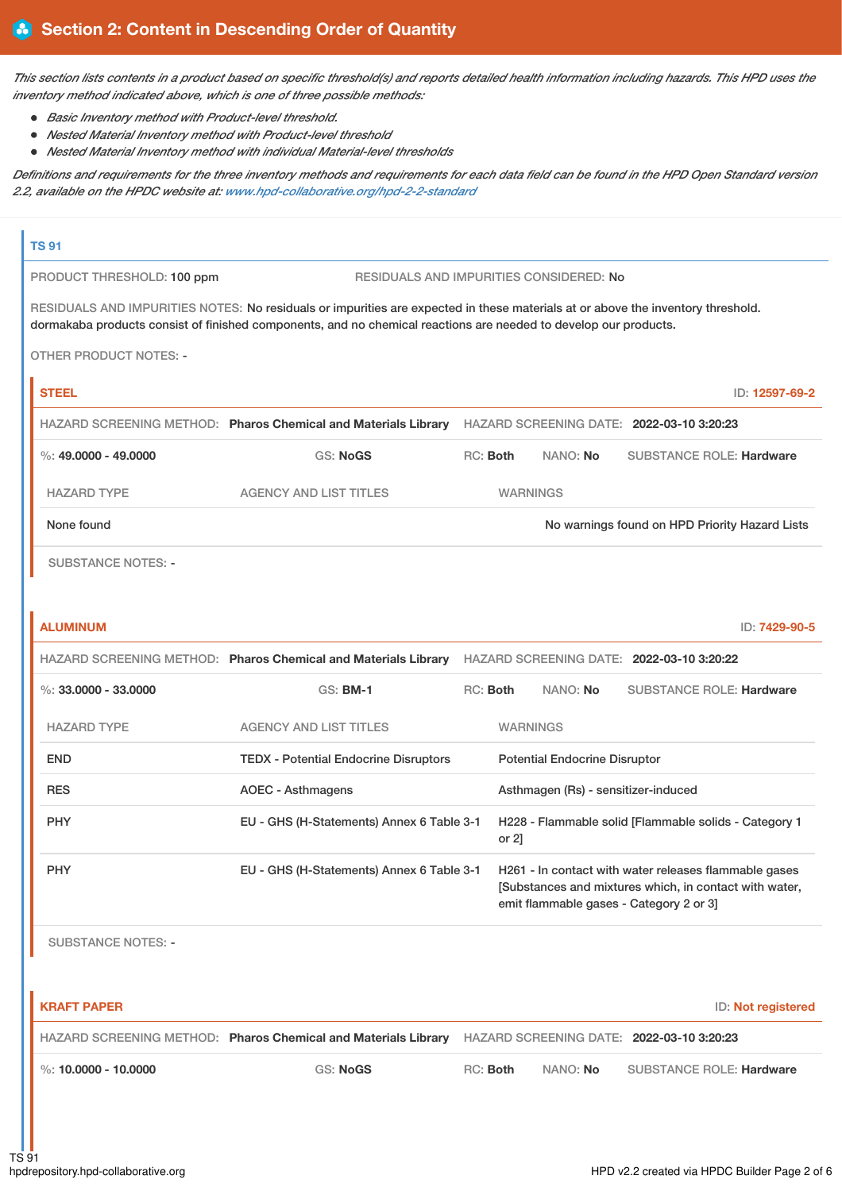## Section 2: Content in Descending Order of Quantity

*This section lists contents in a product based on specific threshold(s) and reports detailed health information including hazards. This HPD uses the inventory method indicated above, which is one of three possible methods:*

- *Basic Inventory method with Product-level threshold.*
- *Nested Material Inventory method with Product-level threshold*
- *Nested Material Inventory method with individual Material-level thresholds*

*Definitions and requirements for the three inventory methods and requirements for each data field can be found in the HPD Open Standard version 2.2, available on the HPDC website at: www.hpd-collaborative.org/hpd-2-2-standard*

### TS 91

PRODUCT THRESHOLD: 100 ppm

RESIDUALS AND IMPURITIES CONSIDERED: No

RESIDUALS AND IMPURITIES NOTES: No residuals or impurities are expected in these materials at or above the inventory threshold. dormakaba products consist of finished components, and no chemical reactions are needed to develop our products.

OTHER PRODUCT NOTES: -

#### STEEL

ID: 12597-69-2

HAZARD SCREENING METHOD: **Pharos Chemical and Materials Library** HAZARD SCREENING DATE: **2022-03-10 3:20:23**

%: **49.0000 - 49.0000** GS: **NoGS** RC: **Both** NANO: **No** SUBSTANCE ROLE: **Hardware**

| HAZARD TYPE | AGENCY AND LIST TITLES | WARNINGS |
| --- | --- | --- |
| None found | | No warnings found on HPD Priority Hazard Lists |

SUBSTANCE NOTES: -

#### ALUMINUM

ID: 7429-90-5

HAZARD SCREENING METHOD: **Pharos Chemical and Materials Library** HAZARD SCREENING DATE: **2022-03-10 3:20:22**

%: **33.0000 - 33.0000** GS: **BM-1** RC: **Both** NANO: **No** SUBSTANCE ROLE: **Hardware**

| HAZARD TYPE | AGENCY AND LIST TITLES | WARNINGS |
| --- | --- | --- |
| END | TEDX - Potential Endocrine Disruptors | Potential Endocrine Disruptor |
| RES | AOEC - Asthmagens | Asthmagen (Rs) - sensitizer-induced |
| PHY | EU - GHS (H-Statements) Annex 6 Table 3-1 | H228 - Flammable solid [Flammable solids - Category 1 or 2] |
| PHY | EU - GHS (H-Statements) Annex 6 Table 3-1 | H261 - In contact with water releases flammable gases [Substances and mixtures which, in contact with water, emit flammable gases - Category 2 or 3] |

SUBSTANCE NOTES: -

#### KRAFT PAPER

ID: Not registered

HAZARD SCREENING METHOD: **Pharos Chemical and Materials Library** HAZARD SCREENING DATE: **2022-03-10 3:20:23**

%: **10.0000 - 10.0000** GS: **NoGS** RC: **Both** NANO: **No** SUBSTANCE ROLE: **Hardware**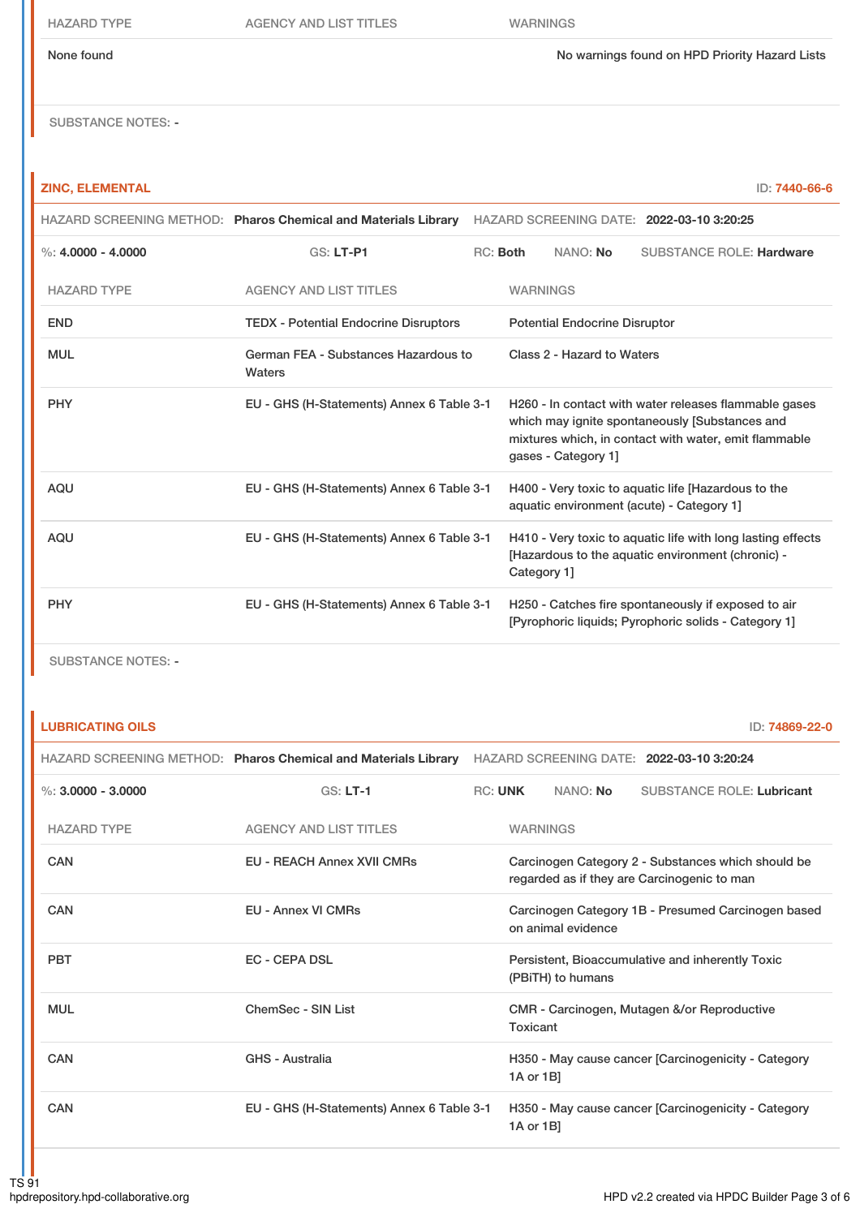| HAZARD TYPE | AGENCY AND LIST TITLES | WARNINGS |
|---|---|---|
| None found | | No warnings found on HPD Priority Hazard Lists |

SUBSTANCE NOTES: -

## ZINC, ELEMENTAL

ID: 7440-66-6

HAZARD SCREENING METHOD: **Pharos Chemical and Materials Library** HAZARD SCREENING DATE: **2022-03-10 3:20:25**

%: **4.0000 - 4.0000** GS: **LT-P1** RC: **Both** NANO: **No** SUBSTANCE ROLE: **Hardware**

| HAZARD TYPE | AGENCY AND LIST TITLES | WARNINGS |
|---|---|---|
| END | TEDX - Potential Endocrine Disruptors | Potential Endocrine Disruptor |
| MUL | German FEA - Substances Hazardous to Waters | Class 2 - Hazard to Waters |
| PHY | EU - GHS (H-Statements) Annex 6 Table 3-1 | H260 - In contact with water releases flammable gases which may ignite spontaneously [Substances and mixtures which, in contact with water, emit flammable gases - Category 1] |
| AQU | EU - GHS (H-Statements) Annex 6 Table 3-1 | H400 - Very toxic to aquatic life [Hazardous to the aquatic environment (acute) - Category 1] |
| AQU | EU - GHS (H-Statements) Annex 6 Table 3-1 | H410 - Very toxic to aquatic life with long lasting effects [Hazardous to the aquatic environment (chronic) - Category 1] |
| PHY | EU - GHS (H-Statements) Annex 6 Table 3-1 | H250 - Catches fire spontaneously if exposed to air [Pyrophoric liquids; Pyrophoric solids - Category 1] |

SUBSTANCE NOTES: -

## LUBRICATING OILS

ID: 74869-22-0

HAZARD SCREENING METHOD: **Pharos Chemical and Materials Library** HAZARD SCREENING DATE: **2022-03-10 3:20:24**

%: **3.0000 - 3.0000** GS: **LT-1** RC: **UNK** NANO: **No** SUBSTANCE ROLE: **Lubricant**

| HAZARD TYPE | AGENCY AND LIST TITLES | WARNINGS |
|---|---|---|
| CAN | EU - REACH Annex XVII CMRs | Carcinogen Category 2 - Substances which should be regarded as if they are Carcinogenic to man |
| CAN | EU - Annex VI CMRs | Carcinogen Category 1B - Presumed Carcinogen based on animal evidence |
| PBT | EC - CEPA DSL | Persistent, Bioaccumulative and inherently Toxic (PBiTH) to humans |
| MUL | ChemSec - SIN List | CMR - Carcinogen, Mutagen &/or Reproductive Toxicant |
| CAN | GHS - Australia | H350 - May cause cancer [Carcinogenicity - Category 1A or 1B] |
| CAN | EU - GHS (H-Statements) Annex 6 Table 3-1 | H350 - May cause cancer [Carcinogenicity - Category 1A or 1B] |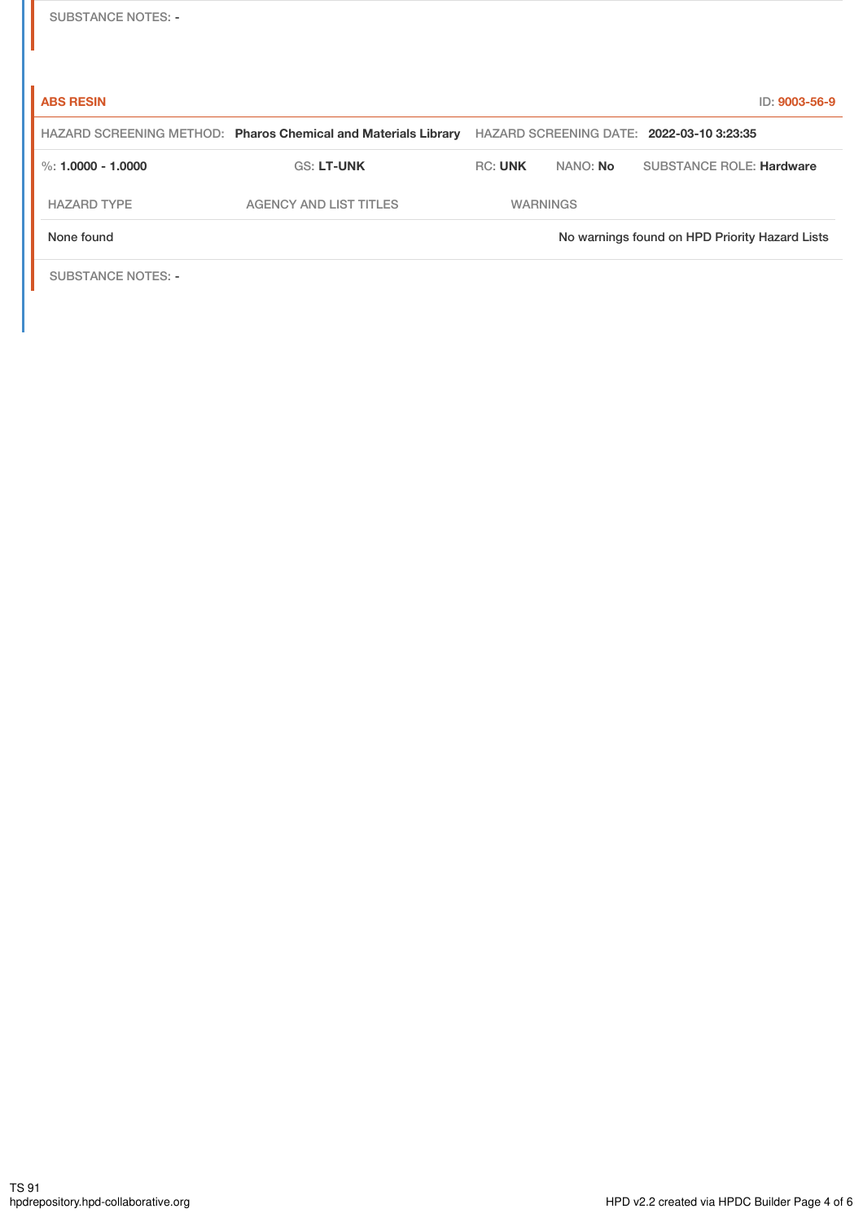SUBSTANCE NOTES: -

**ABS RESIN** ID: **9003-56-9**

HAZARD SCREENING METHOD: **Pharos Chemical and Materials Library** HAZARD SCREENING DATE: **2022-03-10 3:23:35**

%: **1.0000 - 1.0000** GS: **LT-UNK** RC: **UNK** NANO: **No** SUBSTANCE ROLE: **Hardware**

| HAZARD TYPE | AGENCY AND LIST TITLES | WARNINGS |
|---|---|---|
| None found | | No warnings found on HPD Priority Hazard Lists |

SUBSTANCE NOTES: -

TS 91
hpdrepository.hpd-collaborative.org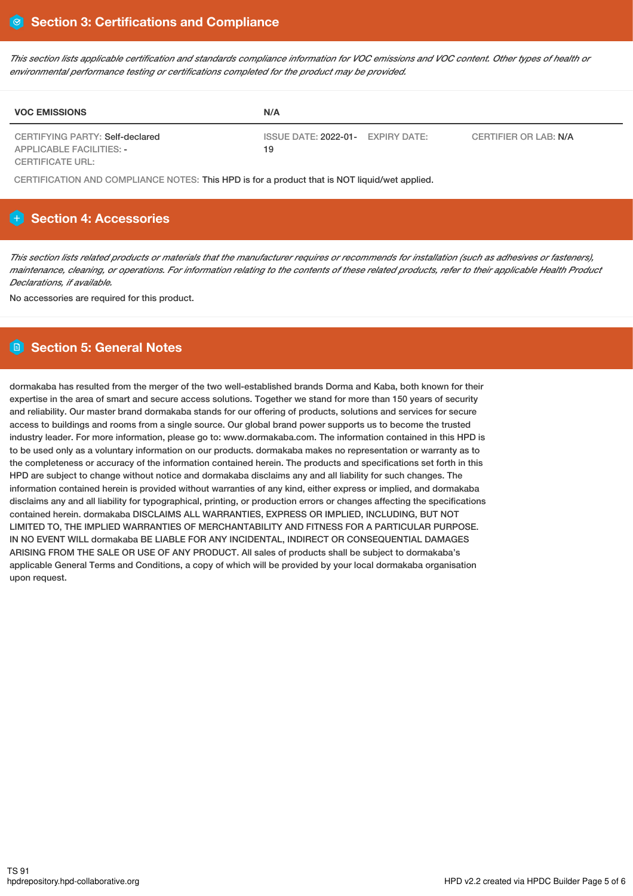## Section 3: Certifications and Compliance

*This section lists applicable certification and standards compliance information for VOC emissions and VOC content. Other types of health or environmental performance testing or certifications completed for the product may be provided.*

| VOC EMISSIONS | N/A | | |
|---|---|---|---|
| CERTIFYING PARTY: Self-declared<br>APPLICABLE FACILITIES: -<br>CERTIFICATE URL: | ISSUE DATE: 2022-01-19 | EXPIRY DATE: | CERTIFIER OR LAB: N/A |

CERTIFICATION AND COMPLIANCE NOTES: This HPD is for a product that is NOT liquid/wet applied.

## Section 4: Accessories

*This section lists related products or materials that the manufacturer requires or recommends for installation (such as adhesives or fasteners), maintenance, cleaning, or operations. For information relating to the contents of these related products, refer to their applicable Health Product Declarations, if available.*

No accessories are required for this product.

## Section 5: General Notes

dormakaba has resulted from the merger of the two well-established brands Dorma and Kaba, both known for their expertise in the area of smart and secure access solutions. Together we stand for more than 150 years of security and reliability. Our master brand dormakaba stands for our offering of products, solutions and services for secure access to buildings and rooms from a single source. Our global brand power supports us to become the trusted industry leader. For more information, please go to: www.dormakaba.com. The information contained in this HPD is to be used only as a voluntary information on our products. dormakaba makes no representation or warranty as to the completeness or accuracy of the information contained herein. The products and specifications set forth in this HPD are subject to change without notice and dormakaba disclaims any and all liability for such changes. The information contained herein is provided without warranties of any kind, either express or implied, and dormakaba disclaims any and all liability for typographical, printing, or production errors or changes affecting the specifications contained herein. dormakaba DISCLAIMS ALL WARRANTIES, EXPRESS OR IMPLIED, INCLUDING, BUT NOT LIMITED TO, THE IMPLIED WARRANTIES OF MERCHANTABILITY AND FITNESS FOR A PARTICULAR PURPOSE. IN NO EVENT WILL dormakaba BE LIABLE FOR ANY INCIDENTAL, INDIRECT OR CONSEQUENTIAL DAMAGES ARISING FROM THE SALE OR USE OF ANY PRODUCT. All sales of products shall be subject to dormakaba's applicable General Terms and Conditions, a copy of which will be provided by your local dormakaba organisation upon request.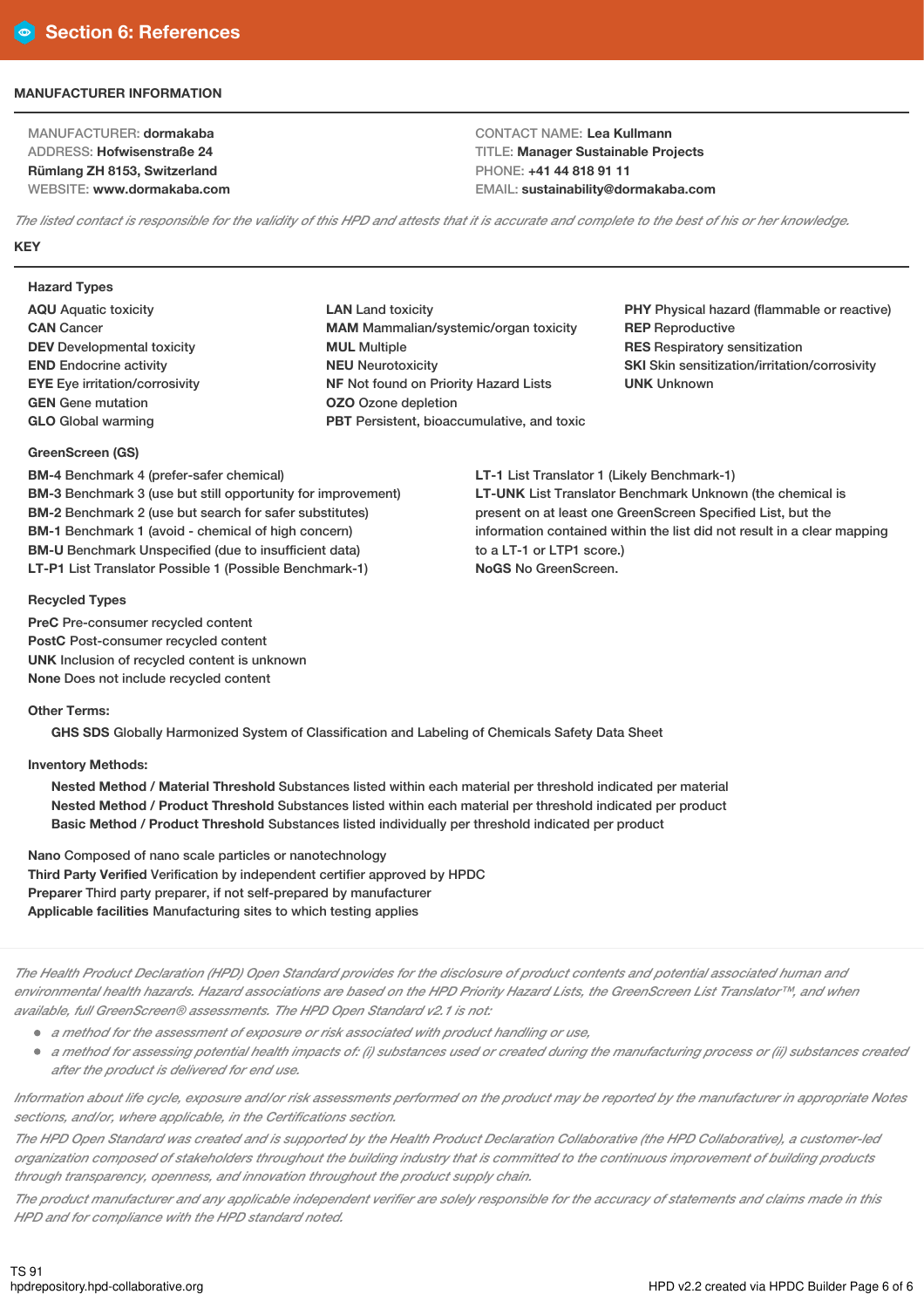## Section 6: References

### MANUFACTURER INFORMATION

MANUFACTURER: **dormakaba**
ADDRESS: **Hofwisenstraße 24**
**Rümlang ZH 8153, Switzerland**
WEBSITE: **www.dormakaba.com**

CONTACT NAME: **Lea Kullmann**
TITLE: **Manager Sustainable Projects**
PHONE: **+41 44 818 91 11**
EMAIL: **sustainability@dormakaba.com**

*The listed contact is responsible for the validity of this HPD and attests that it is accurate and complete to the best of his or her knowledge.*

### KEY

**Hazard Types**

**AQU** Aquatic toxicity
**CAN** Cancer
**DEV** Developmental toxicity
**END** Endocrine activity
**EYE** Eye irritation/corrosivity
**GEN** Gene mutation
**GLO** Global warming
**LAN** Land toxicity
**MAM** Mammalian/systemic/organ toxicity
**MUL** Multiple
**NEU** Neurotoxicity
**NF** Not found on Priority Hazard Lists
**OZO** Ozone depletion
**PBT** Persistent, bioaccumulative, and toxic
**PHY** Physical hazard (flammable or reactive)
**REP** Reproductive
**RES** Respiratory sensitization
**SKI** Skin sensitization/irritation/corrosivity
**UNK** Unknown

**GreenScreen (GS)**

**BM-4** Benchmark 4 (prefer-safer chemical)
**BM-3** Benchmark 3 (use but still opportunity for improvement)
**BM-2** Benchmark 2 (use but search for safer substitutes)
**BM-1** Benchmark 1 (avoid - chemical of high concern)
**BM-U** Benchmark Unspecified (due to insufficient data)
**LT-P1** List Translator Possible 1 (Possible Benchmark-1)
**LT-1** List Translator 1 (Likely Benchmark-1)
**LT-UNK** List Translator Benchmark Unknown (the chemical is present on at least one GreenScreen Specified List, but the information contained within the list did not result in a clear mapping to a LT-1 or LTP1 score.)
**NoGS** No GreenScreen.

**Recycled Types**

**PreC** Pre-consumer recycled content
**PostC** Post-consumer recycled content
**UNK** Inclusion of recycled content is unknown
**None** Does not include recycled content

**Other Terms:**

**GHS SDS** Globally Harmonized System of Classification and Labeling of Chemicals Safety Data Sheet

**Inventory Methods:**

**Nested Method / Material Threshold** Substances listed within each material per threshold indicated per material
**Nested Method / Product Threshold** Substances listed within each material per threshold indicated per product
**Basic Method / Product Threshold** Substances listed individually per threshold indicated per product

**Nano** Composed of nano scale particles or nanotechnology
**Third Party Verified** Verification by independent certifier approved by HPDC
**Preparer** Third party preparer, if not self-prepared by manufacturer
**Applicable facilities** Manufacturing sites to which testing applies

*The Health Product Declaration (HPD) Open Standard provides for the disclosure of product contents and potential associated human and environmental health hazards. Hazard associations are based on the HPD Priority Hazard Lists, the GreenScreen List Translator™, and when available, full GreenScreen® assessments. The HPD Open Standard v2.1 is not:*

- *a method for the assessment of exposure or risk associated with product handling or use,*
- *a method for assessing potential health impacts of: (i) substances used or created during the manufacturing process or (ii) substances created after the product is delivered for end use.*

*Information about life cycle, exposure and/or risk assessments performed on the product may be reported by the manufacturer in appropriate Notes sections, and/or, where applicable, in the Certifications section.*

*The HPD Open Standard was created and is supported by the Health Product Declaration Collaborative (the HPD Collaborative), a customer-led organization composed of stakeholders throughout the building industry that is committed to the continuous improvement of building products through transparency, openness, and innovation throughout the product supply chain.*

*The product manufacturer and any applicable independent verifier are solely responsible for the accuracy of statements and claims made in this HPD and for compliance with the HPD standard noted.*

TS 91
hpdrepository.hpd-collaborative.org